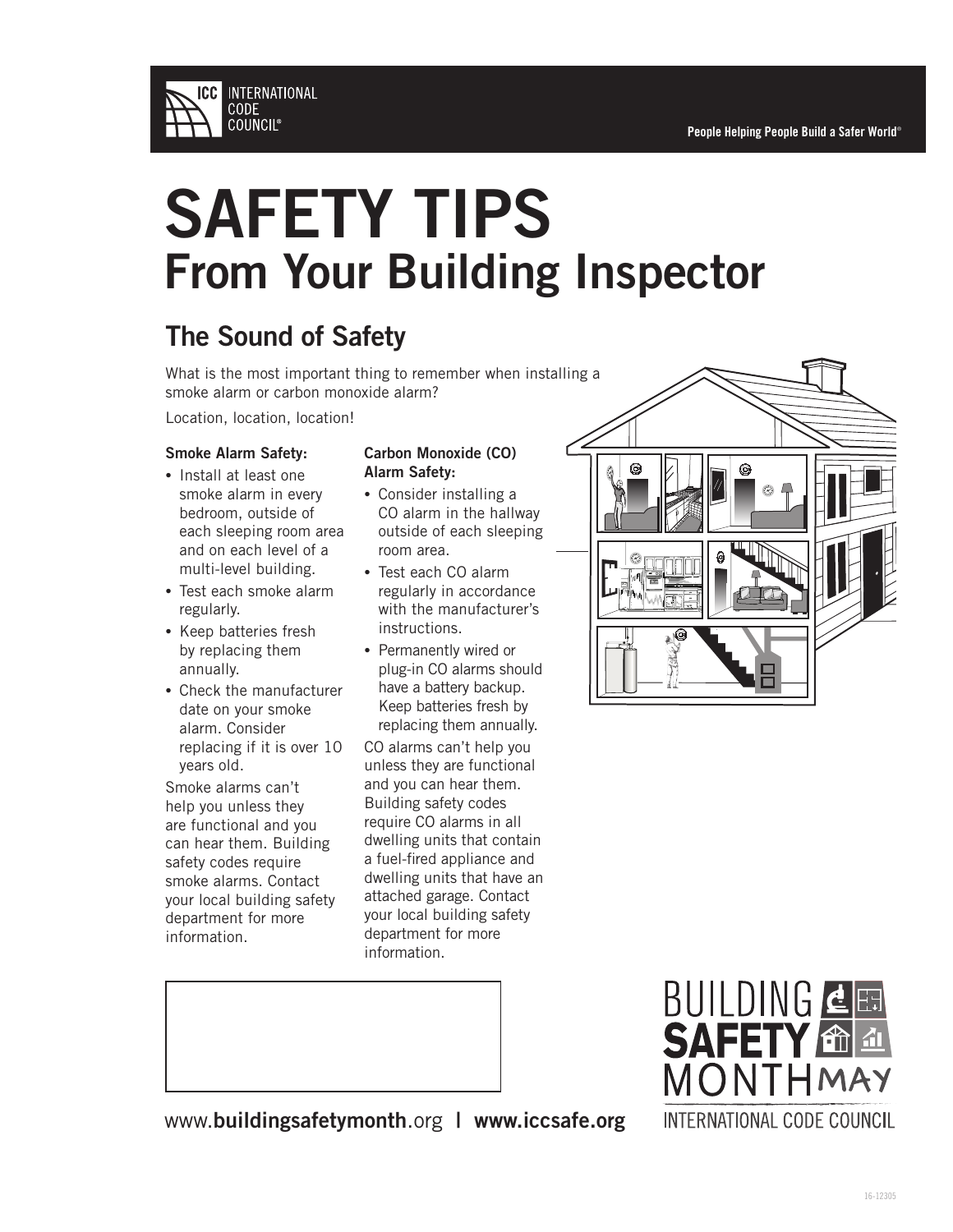ICC INTERNATIONAL CODE COUNCIL®

People Helping People Build a Safer World®

# SAFETY TIPS
## From Your Building Inspector

### The Sound of Safety

What is the most important thing to remember when installing a smoke alarm or carbon monoxide alarm?

Location, location, location!

**Smoke Alarm Safety:**

- Install at least one smoke alarm in every bedroom, outside of each sleeping room area and on each level of a multi-level building.
- Test each smoke alarm regularly.
- Keep batteries fresh by replacing them annually.
- Check the manufacturer date on your smoke alarm. Consider replacing if it is over 10 years old.

Smoke alarms can't help you unless they are functional and you can hear them. Building safety codes require smoke alarms. Contact your local building safety department for more information.

**Carbon Monoxide (CO) Alarm Safety:**

- Consider installing a CO alarm in the hallway outside of each sleeping room area.
- Test each CO alarm regularly in accordance with the manufacturer's instructions.
- Permanently wired or plug-in CO alarms should have a battery backup. Keep batteries fresh by replacing them annually.

CO alarms can't help you unless they are functional and you can hear them. Building safety codes require CO alarms in all dwelling units that contain a fuel-fired appliance and dwelling units that have an attached garage. Contact your local building safety department for more information.

www.**buildingsafetymonth**.org | **www.iccsafe.org**

BUILDING **SAFETY** MONTH MAY
INTERNATIONAL CODE COUNCIL

16-12305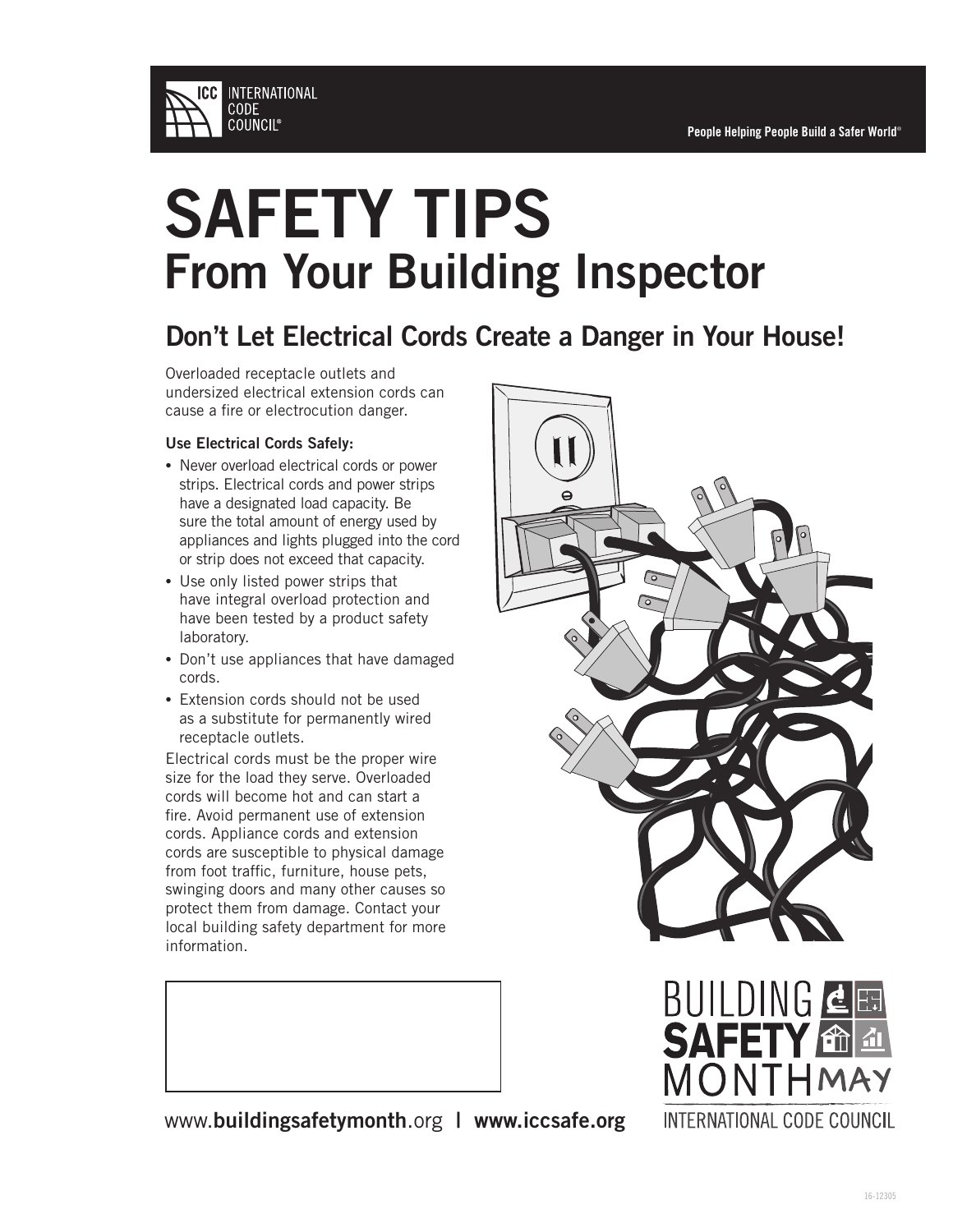# SAFETY TIPS
## From Your Building Inspector

### Don't Let Electrical Cords Create a Danger in Your House!

Overloaded receptacle outlets and undersized electrical extension cords can cause a fire or electrocution danger.

**Use Electrical Cords Safely:**

- Never overload electrical cords or power strips. Electrical cords and power strips have a designated load capacity. Be sure the total amount of energy used by appliances and lights plugged into the cord or strip does not exceed that capacity.
- Use only listed power strips that have integral overload protection and have been tested by a product safety laboratory.
- Don't use appliances that have damaged cords.
- Extension cords should not be used as a substitute for permanently wired receptacle outlets.

Electrical cords must be the proper wire size for the load they serve. Overloaded cords will become hot and can start a fire. Avoid permanent use of extension cords. Appliance cords and extension cords are susceptible to physical damage from foot traffic, furniture, house pets, swinging doors and many other causes so protect them from damage. Contact your local building safety department for more information.

www.**buildingsafetymonth**.org | **www.iccsafe.org**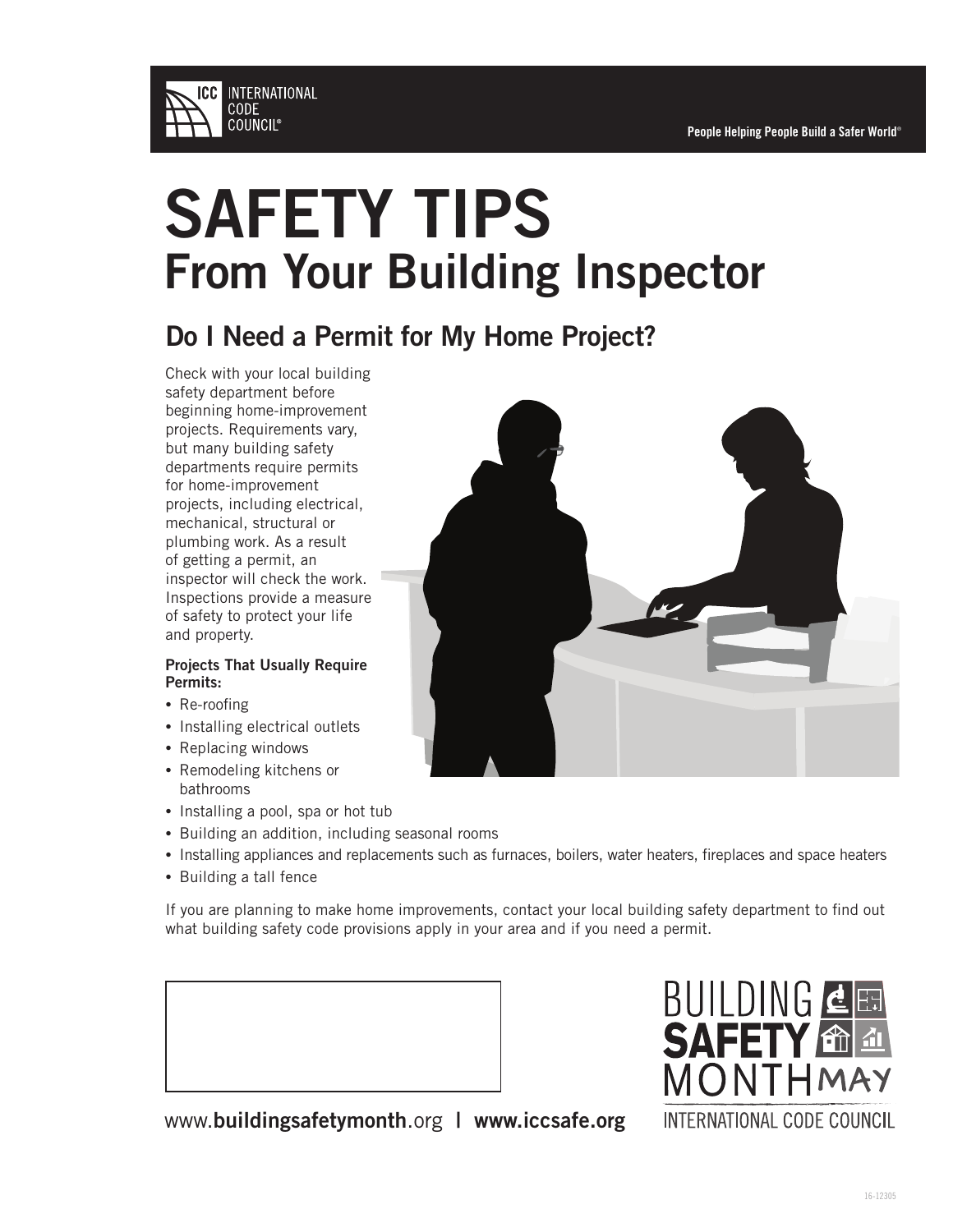# SAFETY TIPS
## From Your Building Inspector

### Do I Need a Permit for My Home Project?

Check with your local building safety department before beginning home-improvement projects. Requirements vary, but many building safety departments require permits for home-improvement projects, including electrical, mechanical, structural or plumbing work. As a result of getting a permit, an inspector will check the work. Inspections provide a measure of safety to protect your life and property.

**Projects That Usually Require Permits:**

- Re-roofing
- Installing electrical outlets
- Replacing windows
- Remodeling kitchens or bathrooms
- Installing a pool, spa or hot tub
- Building an addition, including seasonal rooms
- Installing appliances and replacements such as furnaces, boilers, water heaters, fireplaces and space heaters
- Building a tall fence

If you are planning to make home improvements, contact your local building safety department to find out what building safety code provisions apply in your area and if you need a permit.

www.**buildingsafetymonth**.org | **www.iccsafe.org**

BUILDING **SAFETY** MONTH MAY
INTERNATIONAL CODE COUNCIL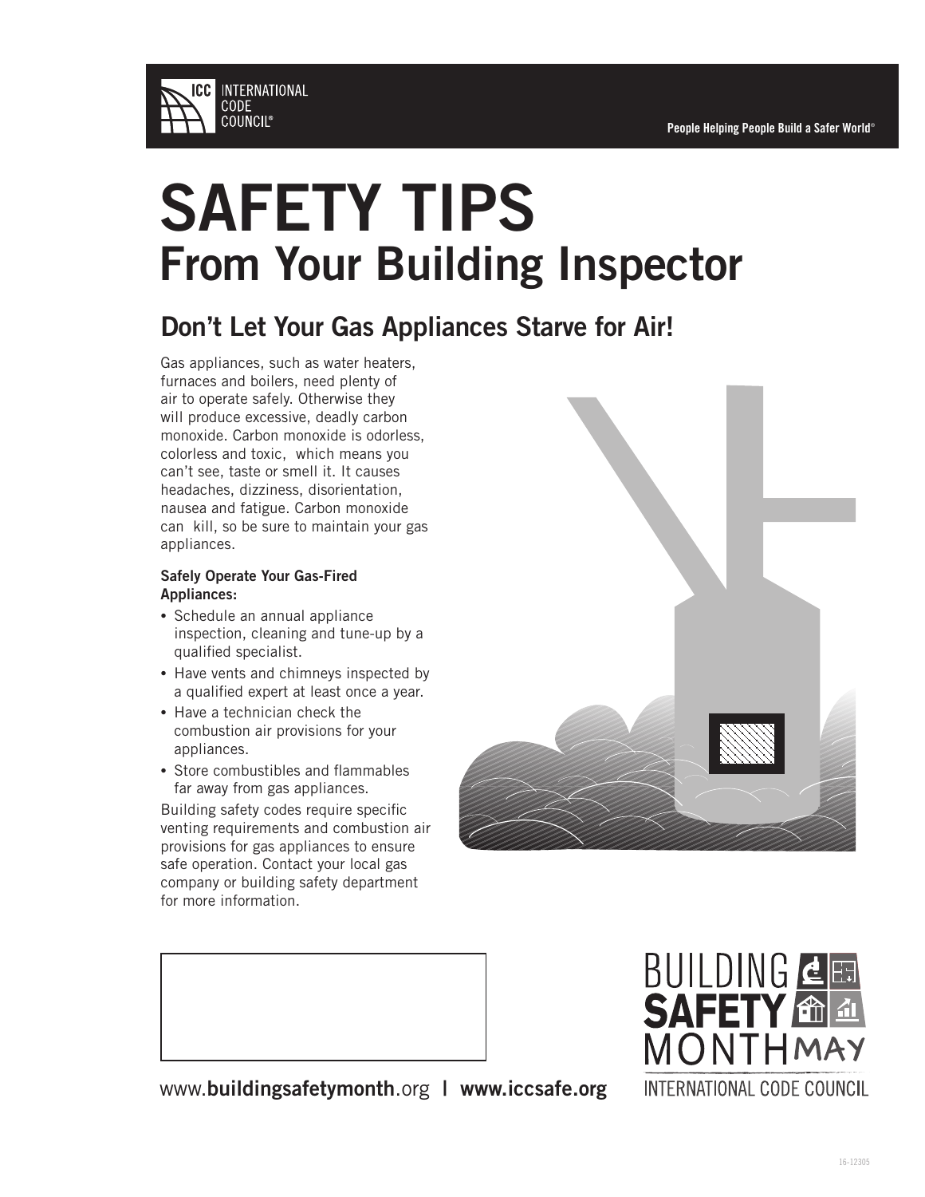ICC INTERNATIONAL CODE COUNCIL®

People Helping People Build a Safer World®

# SAFETY TIPS
## From Your Building Inspector

### Don't Let Your Gas Appliances Starve for Air!

Gas appliances, such as water heaters, furnaces and boilers, need plenty of air to operate safely. Otherwise they will produce excessive, deadly carbon monoxide. Carbon monoxide is odorless, colorless and toxic, which means you can't see, taste or smell it. It causes headaches, dizziness, disorientation, nausea and fatigue. Carbon monoxide can kill, so be sure to maintain your gas appliances.

**Safely Operate Your Gas-Fired Appliances:**

- Schedule an annual appliance inspection, cleaning and tune-up by a qualified specialist.
- Have vents and chimneys inspected by a qualified expert at least once a year.
- Have a technician check the combustion air provisions for your appliances.
- Store combustibles and flammables far away from gas appliances.

Building safety codes require specific venting requirements and combustion air provisions for gas appliances to ensure safe operation. Contact your local gas company or building safety department for more information.

www.**buildingsafetymonth**.org | **www.iccsafe.org**

BUILDING **SAFETY** MONTH MAY
INTERNATIONAL CODE COUNCIL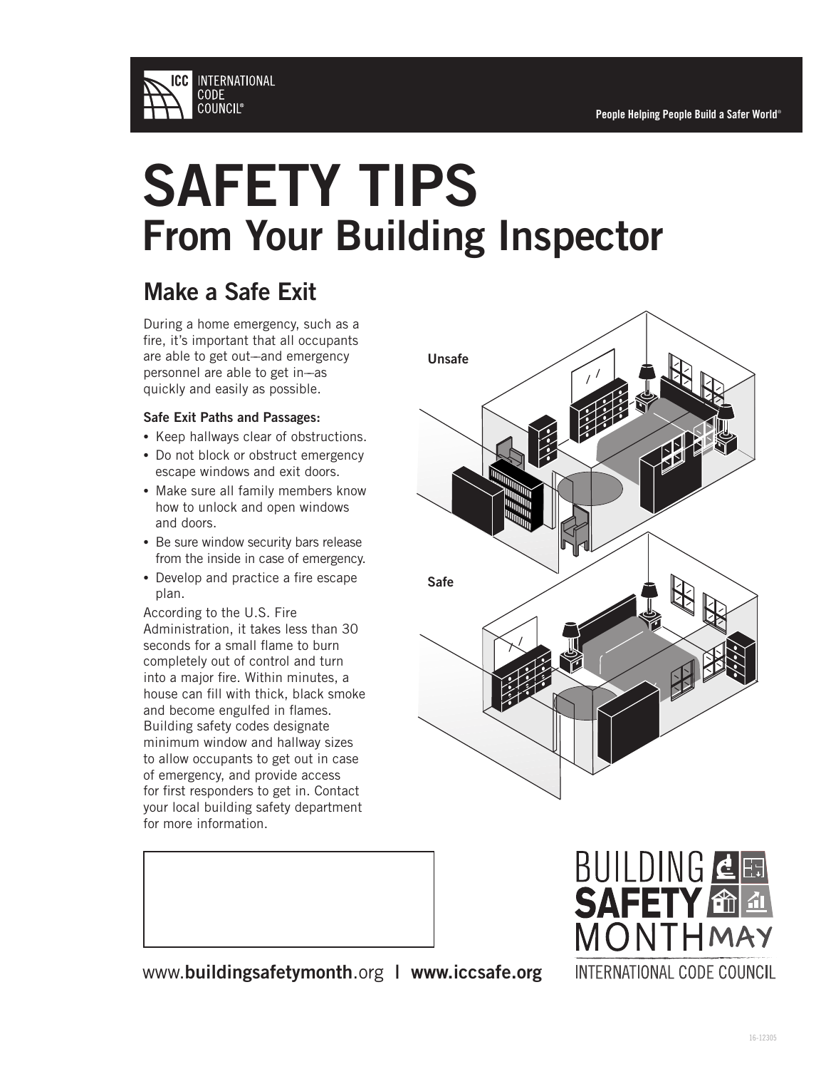# SAFETY TIPS
## From Your Building Inspector

### Make a Safe Exit

During a home emergency, such as a fire, it's important that all occupants are able to get out—and emergency personnel are able to get in—as quickly and easily as possible.

**Safe Exit Paths and Passages:**

- Keep hallways clear of obstructions.
- Do not block or obstruct emergency escape windows and exit doors.
- Make sure all family members know how to unlock and open windows and doors.
- Be sure window security bars release from the inside in case of emergency.
- Develop and practice a fire escape plan.

According to the U.S. Fire Administration, it takes less than 30 seconds for a small flame to burn completely out of control and turn into a major fire. Within minutes, a house can fill with thick, black smoke and become engulfed in flames. Building safety codes designate minimum window and hallway sizes to allow occupants to get out in case of emergency, and provide access for first responders to get in. Contact your local building safety department for more information.

Unsafe

Safe

www.**buildingsafetymonth**.org | **www.iccsafe.org**

BUILDING SAFETY MONTH MAY
INTERNATIONAL CODE COUNCIL